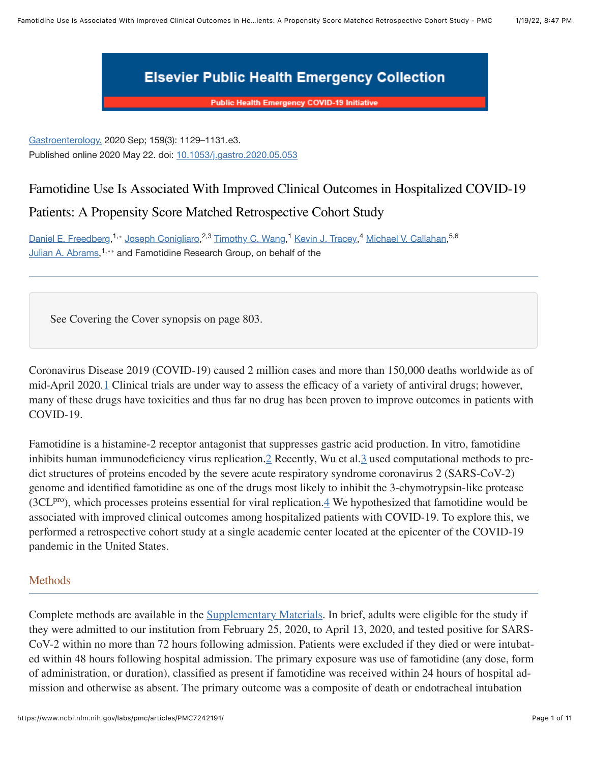Elsevier Public Health Emergency Collection

Public Health Emergency COVID-19 Initiative

Gastroenterology. 2020 Sep; 159(3): 1129–1131.e3.
Published online 2020 May 22. doi: 10.1053/j.gastro.2020.05.053

# Famotidine Use Is Associated With Improved Clinical Outcomes in Hospitalized COVID-19 Patients: A Propensity Score Matched Retrospective Cohort Study

Daniel E. Freedberg,[1,*] Joseph Conigliaro,[2,3] Timothy C. Wang,[1] Kevin J. Tracey,[4] Michael V. Callahan,[5,6] Julian A. Abrams,[1,**] and Famotidine Research Group, on behalf of the

---

See Covering the Cover synopsis on page 803.

Coronavirus Disease 2019 (COVID-19) caused 2 million cases and more than 150,000 deaths worldwide as of mid-April 2020.[1] Clinical trials are under way to assess the efficacy of a variety of antiviral drugs; however, many of these drugs have toxicities and thus far no drug has been proven to improve outcomes in patients with COVID-19.

Famotidine is a histamine-2 receptor antagonist that suppresses gastric acid production. In vitro, famotidine inhibits human immunodeficiency virus replication.[2] Recently, Wu et al.[3] used computational methods to predict structures of proteins encoded by the severe acute respiratory syndrome coronavirus 2 (SARS-CoV-2) genome and identified famotidine as one of the drugs most likely to inhibit the 3-chymotrypsin-like protease (3CL$^{pro}$), which processes proteins essential for viral replication.[4] We hypothesized that famotidine would be associated with improved clinical outcomes among hospitalized patients with COVID-19. To explore this, we performed a retrospective cohort study at a single academic center located at the epicenter of the COVID-19 pandemic in the United States.

## Methods

Complete methods are available in the Supplementary Materials. In brief, adults were eligible for the study if they were admitted to our institution from February 25, 2020, to April 13, 2020, and tested positive for SARS-CoV-2 within no more than 72 hours following admission. Patients were excluded if they died or were intubated within 48 hours following hospital admission. The primary exposure was use of famotidine (any dose, form of administration, or duration), classified as present if famotidine was received within 24 hours of hospital admission and otherwise as absent. The primary outcome was a composite of death or endotracheal intubation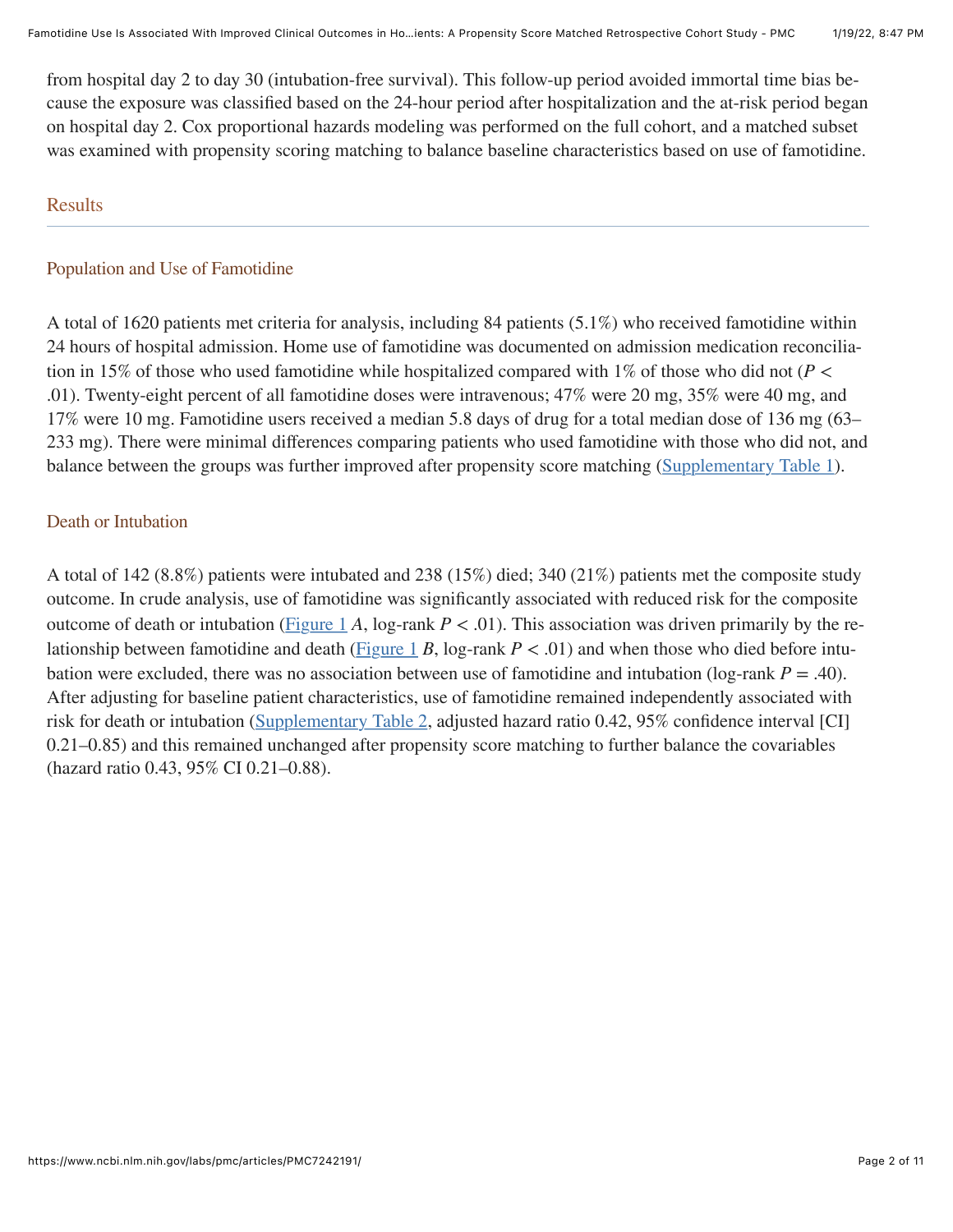from hospital day 2 to day 30 (intubation-free survival). This follow-up period avoided immortal time bias because the exposure was classified based on the 24-hour period after hospitalization and the at-risk period began on hospital day 2. Cox proportional hazards modeling was performed on the full cohort, and a matched subset was examined with propensity scoring matching to balance baseline characteristics based on use of famotidine.

## Results

### Population and Use of Famotidine

A total of 1620 patients met criteria for analysis, including 84 patients (5.1%) who received famotidine within 24 hours of hospital admission. Home use of famotidine was documented on admission medication reconciliation in 15% of those who used famotidine while hospitalized compared with 1% of those who did not ($P < .01$). Twenty-eight percent of all famotidine doses were intravenous; 47% were 20 mg, 35% were 40 mg, and 17% were 10 mg. Famotidine users received a median 5.8 days of drug for a total median dose of 136 mg (63–233 mg). There were minimal differences comparing patients who used famotidine with those who did not, and balance between the groups was further improved after propensity score matching (Supplementary Table 1).

### Death or Intubation

A total of 142 (8.8%) patients were intubated and 238 (15%) died; 340 (21%) patients met the composite study outcome. In crude analysis, use of famotidine was significantly associated with reduced risk for the composite outcome of death or intubation (Figure 1 *A*, log-rank $P < .01$). This association was driven primarily by the relationship between famotidine and death (Figure 1 *B*, log-rank $P < .01$) and when those who died before intubation were excluded, there was no association between use of famotidine and intubation (log-rank $P = .40$). After adjusting for baseline patient characteristics, use of famotidine remained independently associated with risk for death or intubation (Supplementary Table 2, adjusted hazard ratio 0.42, 95% confidence interval [CI] 0.21–0.85) and this remained unchanged after propensity score matching to further balance the covariables (hazard ratio 0.43, 95% CI 0.21–0.88).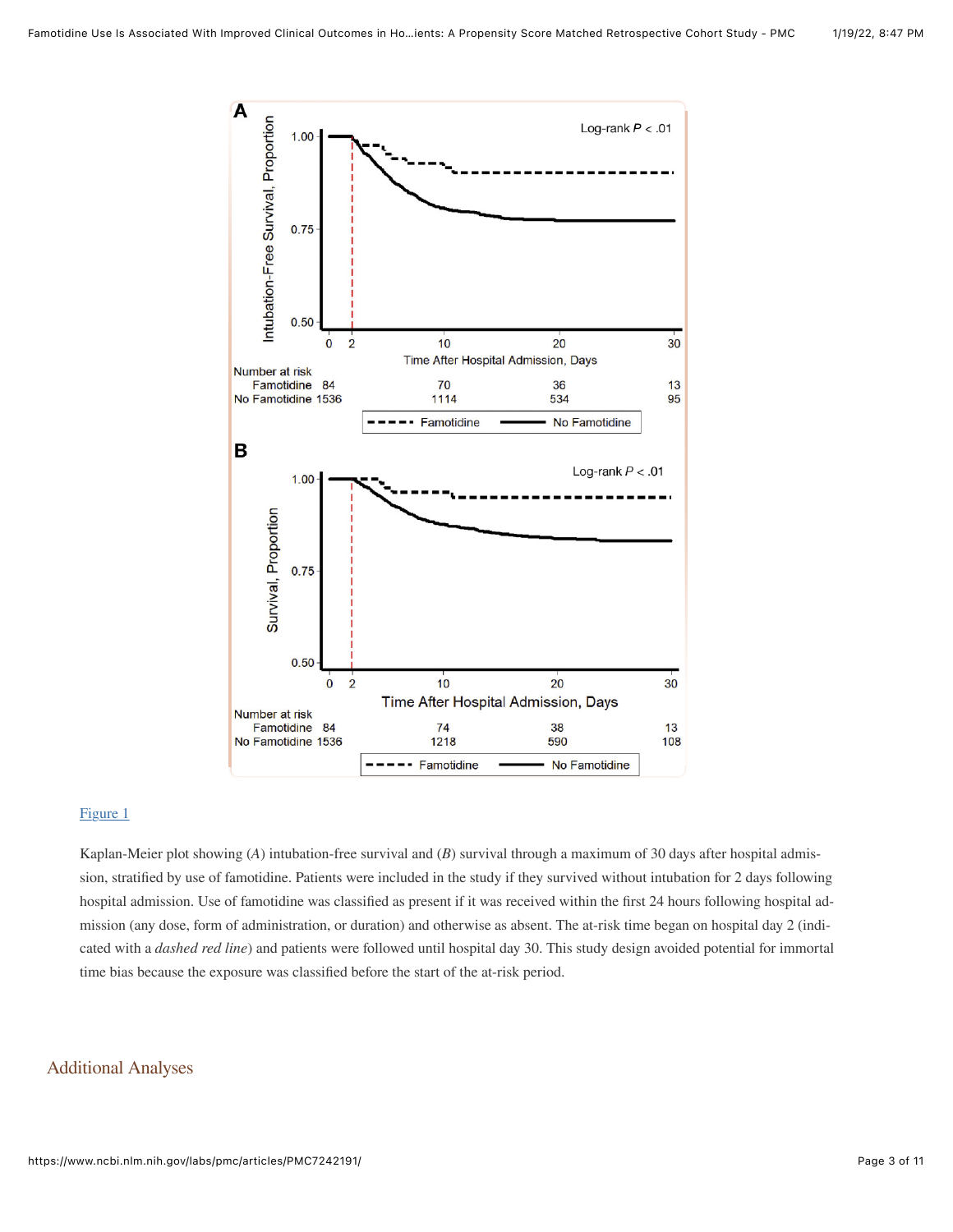Figure 1

Kaplan-Meier plot showing (*A*) intubation-free survival and (*B*) survival through a maximum of 30 days after hospital admission, stratified by use of famotidine. Patients were included in the study if they survived without intubation for 2 days following hospital admission. Use of famotidine was classified as present if it was received within the first 24 hours following hospital admission (any dose, form of administration, or duration) and otherwise as absent. The at-risk time began on hospital day 2 (indicated with a *dashed red line*) and patients were followed until hospital day 30. This study design avoided potential for immortal time bias because the exposure was classified before the start of the at-risk period.

## Additional Analyses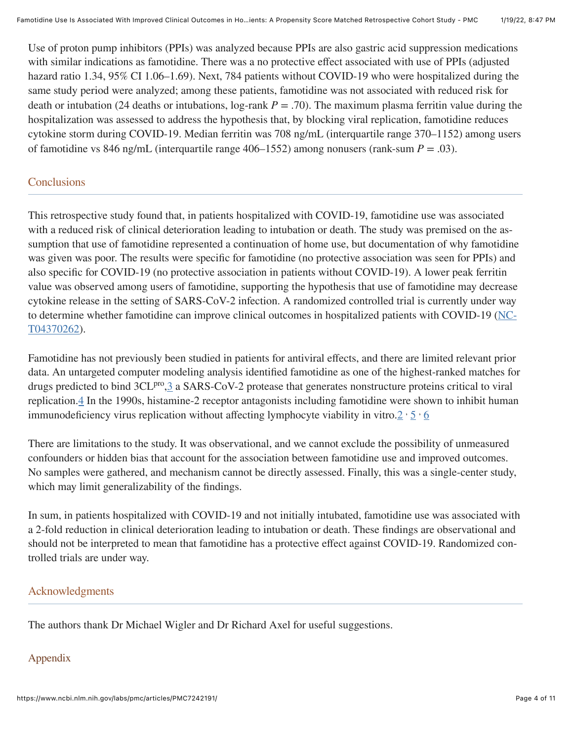Use of proton pump inhibitors (PPIs) was analyzed because PPIs are also gastric acid suppression medications with similar indications as famotidine. There was a no protective effect associated with use of PPIs (adjusted hazard ratio 1.34, 95% CI 1.06–1.69). Next, 784 patients without COVID-19 who were hospitalized during the same study period were analyzed; among these patients, famotidine was not associated with reduced risk for death or intubation (24 deaths or intubations, log-rank $P = .70$). The maximum plasma ferritin value during the hospitalization was assessed to address the hypothesis that, by blocking viral replication, famotidine reduces cytokine storm during COVID-19. Median ferritin was 708 ng/mL (interquartile range 370–1152) among users of famotidine vs 846 ng/mL (interquartile range 406–1552) among nonusers (rank-sum $P = .03$).

## Conclusions

This retrospective study found that, in patients hospitalized with COVID-19, famotidine use was associated with a reduced risk of clinical deterioration leading to intubation or death. The study was premised on the assumption that use of famotidine represented a continuation of home use, but documentation of why famotidine was given was poor. The results were specific for famotidine (no protective association was seen for PPIs) and also specific for COVID-19 (no protective association in patients without COVID-19). A lower peak ferritin value was observed among users of famotidine, supporting the hypothesis that use of famotidine may decrease cytokine release in the setting of SARS-CoV-2 infection. A randomized controlled trial is currently under way to determine whether famotidine can improve clinical outcomes in hospitalized patients with COVID-19 (NCT04370262).

Famotidine has not previously been studied in patients for antiviral effects, and there are limited relevant prior data. An untargeted computer modeling analysis identified famotidine as one of the highest-ranked matches for drugs predicted to bind 3CL$^{pro}$,[3] a SARS-CoV-2 protease that generates nonstructure proteins critical to viral replication.[4] In the 1990s, histamine-2 receptor antagonists including famotidine were shown to inhibit human immunodeficiency virus replication without affecting lymphocyte viability in vitro.[2,5,6]

There are limitations to the study. It was observational, and we cannot exclude the possibility of unmeasured confounders or hidden bias that account for the association between famotidine use and improved outcomes. No samples were gathered, and mechanism cannot be directly assessed. Finally, this was a single-center study, which may limit generalizability of the findings.

In sum, in patients hospitalized with COVID-19 and not initially intubated, famotidine use was associated with a 2-fold reduction in clinical deterioration leading to intubation or death. These findings are observational and should not be interpreted to mean that famotidine has a protective effect against COVID-19. Randomized controlled trials are under way.

## Acknowledgments

The authors thank Dr Michael Wigler and Dr Richard Axel for useful suggestions.

## Appendix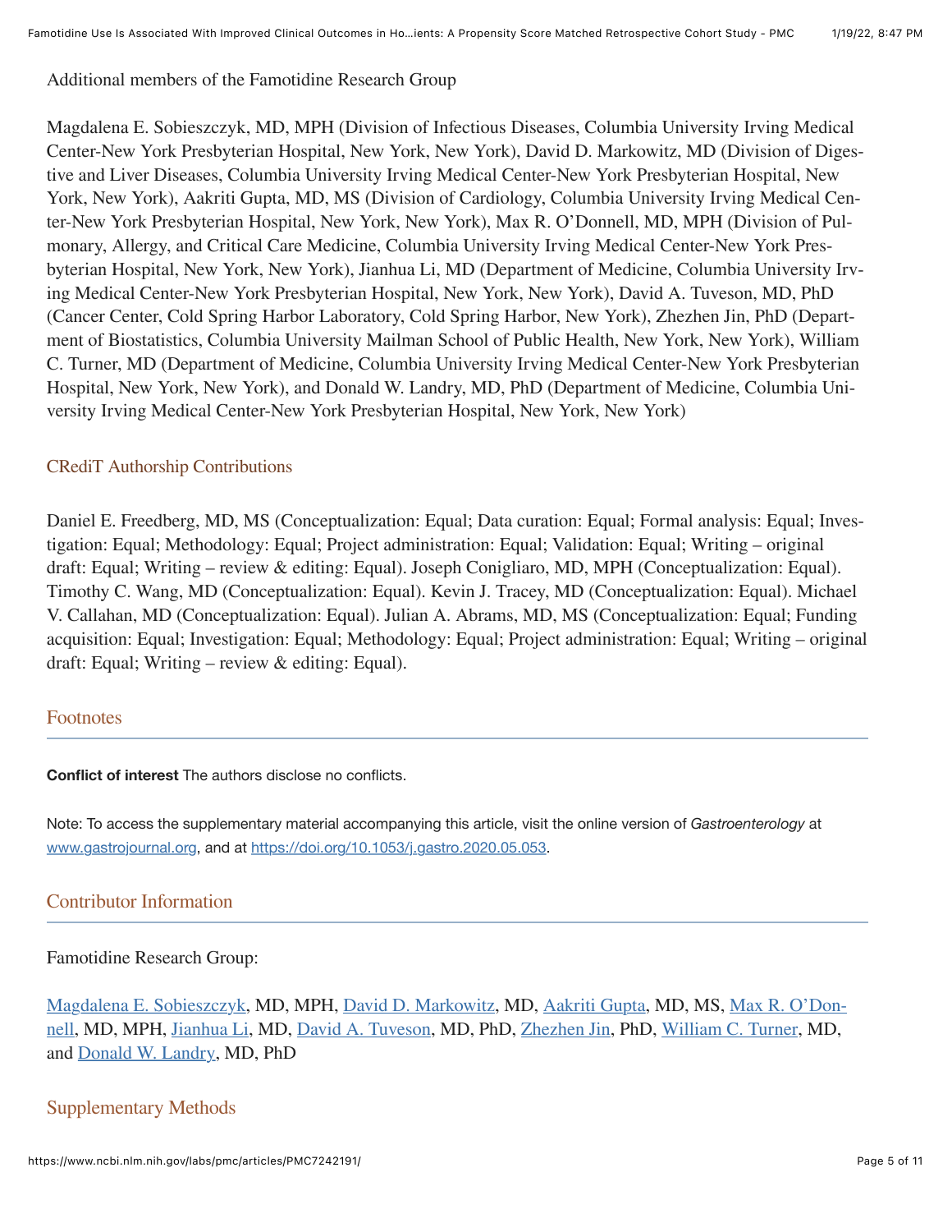Additional members of the Famotidine Research Group

Magdalena E. Sobieszczyk, MD, MPH (Division of Infectious Diseases, Columbia University Irving Medical Center-New York Presbyterian Hospital, New York, New York), David D. Markowitz, MD (Division of Digestive and Liver Diseases, Columbia University Irving Medical Center-New York Presbyterian Hospital, New York, New York), Aakriti Gupta, MD, MS (Division of Cardiology, Columbia University Irving Medical Center-New York Presbyterian Hospital, New York, New York), Max R. O'Donnell, MD, MPH (Division of Pulmonary, Allergy, and Critical Care Medicine, Columbia University Irving Medical Center-New York Presbyterian Hospital, New York, New York), Jianhua Li, MD (Department of Medicine, Columbia University Irving Medical Center-New York Presbyterian Hospital, New York, New York), David A. Tuveson, MD, PhD (Cancer Center, Cold Spring Harbor Laboratory, Cold Spring Harbor, New York), Zhezhen Jin, PhD (Department of Biostatistics, Columbia University Mailman School of Public Health, New York, New York), William C. Turner, MD (Department of Medicine, Columbia University Irving Medical Center-New York Presbyterian Hospital, New York, New York), and Donald W. Landry, MD, PhD (Department of Medicine, Columbia University Irving Medical Center-New York Presbyterian Hospital, New York, New York)

## CRediT Authorship Contributions

Daniel E. Freedberg, MD, MS (Conceptualization: Equal; Data curation: Equal; Formal analysis: Equal; Investigation: Equal; Methodology: Equal; Project administration: Equal; Validation: Equal; Writing – original draft: Equal; Writing – review & editing: Equal). Joseph Conigliaro, MD, MPH (Conceptualization: Equal). Timothy C. Wang, MD (Conceptualization: Equal). Kevin J. Tracey, MD (Conceptualization: Equal). Michael V. Callahan, MD (Conceptualization: Equal). Julian A. Abrams, MD, MS (Conceptualization: Equal; Funding acquisition: Equal; Investigation: Equal; Methodology: Equal; Project administration: Equal; Writing – original draft: Equal; Writing – review & editing: Equal).

## Footnotes

**Conflict of interest** The authors disclose no conflicts.

Note: To access the supplementary material accompanying this article, visit the online version of *Gastroenterology* at www.gastrojournal.org, and at https://doi.org/10.1053/j.gastro.2020.05.053.

## Contributor Information

Famotidine Research Group:

Magdalena E. Sobieszczyk, MD, MPH, David D. Markowitz, MD, Aakriti Gupta, MD, MS, Max R. O'Donnell, MD, MPH, Jianhua Li, MD, David A. Tuveson, MD, PhD, Zhezhen Jin, PhD, William C. Turner, MD, and Donald W. Landry, MD, PhD

## Supplementary Methods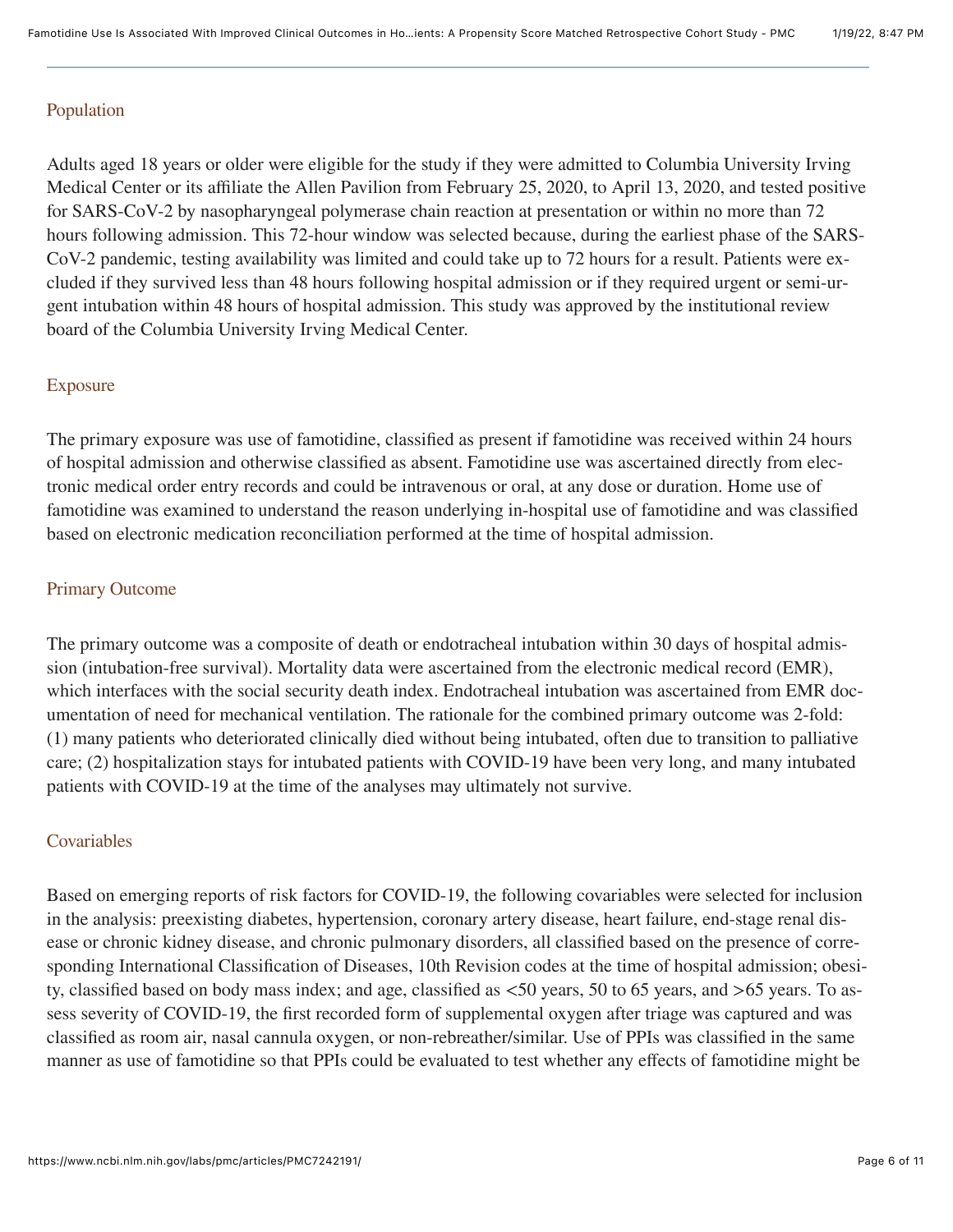### Population

Adults aged 18 years or older were eligible for the study if they were admitted to Columbia University Irving Medical Center or its affiliate the Allen Pavilion from February 25, 2020, to April 13, 2020, and tested positive for SARS-CoV-2 by nasopharyngeal polymerase chain reaction at presentation or within no more than 72 hours following admission. This 72-hour window was selected because, during the earliest phase of the SARS-CoV-2 pandemic, testing availability was limited and could take up to 72 hours for a result. Patients were excluded if they survived less than 48 hours following hospital admission or if they required urgent or semi-urgent intubation within 48 hours of hospital admission. This study was approved by the institutional review board of the Columbia University Irving Medical Center.

### Exposure

The primary exposure was use of famotidine, classified as present if famotidine was received within 24 hours of hospital admission and otherwise classified as absent. Famotidine use was ascertained directly from electronic medical order entry records and could be intravenous or oral, at any dose or duration. Home use of famotidine was examined to understand the reason underlying in-hospital use of famotidine and was classified based on electronic medication reconciliation performed at the time of hospital admission.

### Primary Outcome

The primary outcome was a composite of death or endotracheal intubation within 30 days of hospital admission (intubation-free survival). Mortality data were ascertained from the electronic medical record (EMR), which interfaces with the social security death index. Endotracheal intubation was ascertained from EMR documentation of need for mechanical ventilation. The rationale for the combined primary outcome was 2-fold: (1) many patients who deteriorated clinically died without being intubated, often due to transition to palliative care; (2) hospitalization stays for intubated patients with COVID-19 have been very long, and many intubated patients with COVID-19 at the time of the analyses may ultimately not survive.

### Covariables

Based on emerging reports of risk factors for COVID-19, the following covariables were selected for inclusion in the analysis: preexisting diabetes, hypertension, coronary artery disease, heart failure, end-stage renal disease or chronic kidney disease, and chronic pulmonary disorders, all classified based on the presence of corresponding International Classification of Diseases, 10th Revision codes at the time of hospital admission; obesity, classified based on body mass index; and age, classified as <50 years, 50 to 65 years, and >65 years. To assess severity of COVID-19, the first recorded form of supplemental oxygen after triage was captured and was classified as room air, nasal cannula oxygen, or non-rebreather/similar. Use of PPIs was classified in the same manner as use of famotidine so that PPIs could be evaluated to test whether any effects of famotidine might be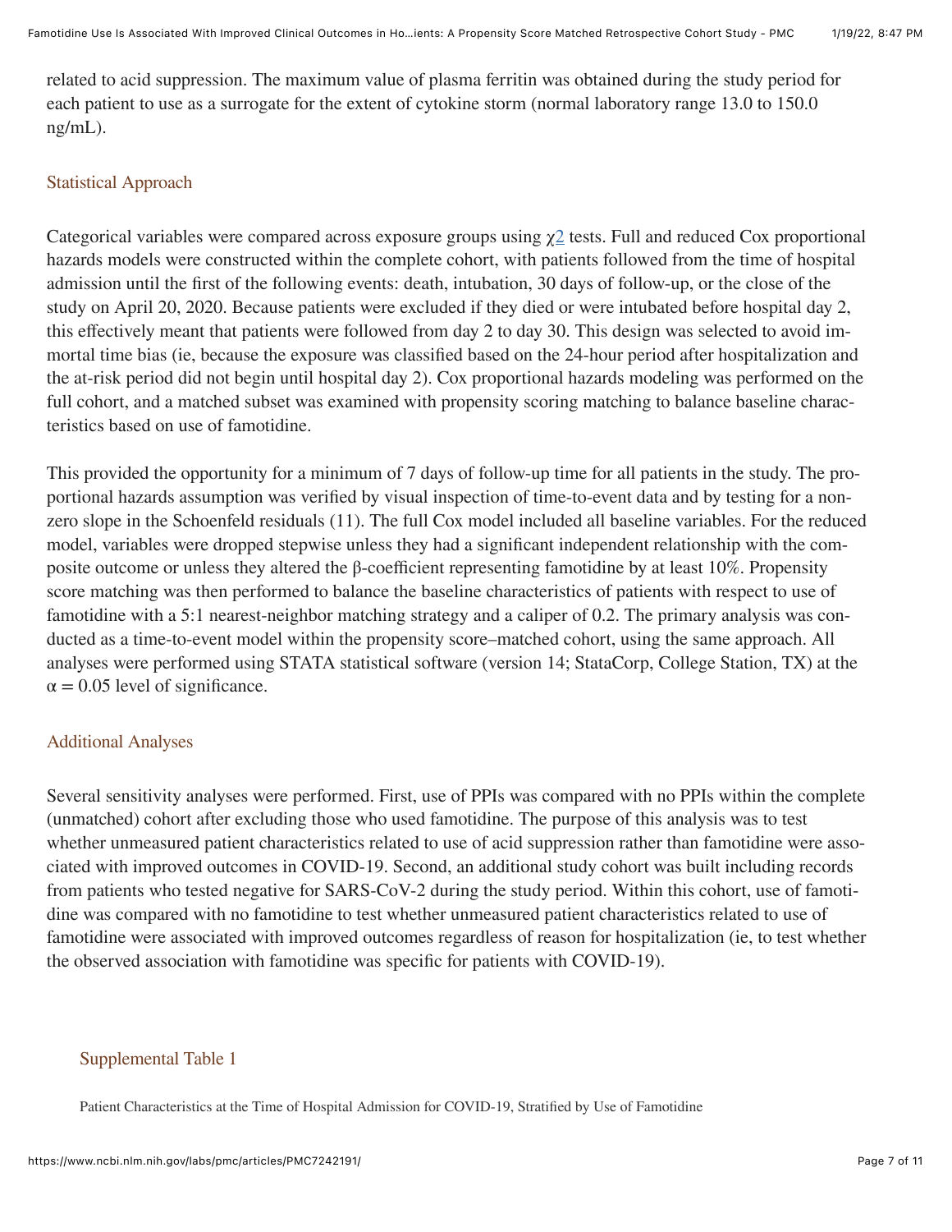related to acid suppression. The maximum value of plasma ferritin was obtained during the study period for each patient to use as a surrogate for the extent of cytokine storm (normal laboratory range 13.0 to 150.0 ng/mL).

### Statistical Approach

Categorical variables were compared across exposure groups using $\chi$2 tests. Full and reduced Cox proportional hazards models were constructed within the complete cohort, with patients followed from the time of hospital admission until the first of the following events: death, intubation, 30 days of follow-up, or the close of the study on April 20, 2020. Because patients were excluded if they died or were intubated before hospital day 2, this effectively meant that patients were followed from day 2 to day 30. This design was selected to avoid immortal time bias (ie, because the exposure was classified based on the 24-hour period after hospitalization and the at-risk period did not begin until hospital day 2). Cox proportional hazards modeling was performed on the full cohort, and a matched subset was examined with propensity scoring matching to balance baseline characteristics based on use of famotidine.

This provided the opportunity for a minimum of 7 days of follow-up time for all patients in the study. The proportional hazards assumption was verified by visual inspection of time-to-event data and by testing for a nonzero slope in the Schoenfeld residuals (11). The full Cox model included all baseline variables. For the reduced model, variables were dropped stepwise unless they had a significant independent relationship with the composite outcome or unless they altered the β-coefficient representing famotidine by at least 10%. Propensity score matching was then performed to balance the baseline characteristics of patients with respect to use of famotidine with a 5:1 nearest-neighbor matching strategy and a caliper of 0.2. The primary analysis was conducted as a time-to-event model within the propensity score–matched cohort, using the same approach. All analyses were performed using STATA statistical software (version 14; StataCorp, College Station, TX) at the $\alpha = 0.05$ level of significance.

### Additional Analyses

Several sensitivity analyses were performed. First, use of PPIs was compared with no PPIs within the complete (unmatched) cohort after excluding those who used famotidine. The purpose of this analysis was to test whether unmeasured patient characteristics related to use of acid suppression rather than famotidine were associated with improved outcomes in COVID-19. Second, an additional study cohort was built including records from patients who tested negative for SARS-CoV-2 during the study period. Within this cohort, use of famotidine was compared with no famotidine to test whether unmeasured patient characteristics related to use of famotidine were associated with improved outcomes regardless of reason for hospitalization (ie, to test whether the observed association with famotidine was specific for patients with COVID-19).

#### Supplemental Table 1

Patient Characteristics at the Time of Hospital Admission for COVID-19, Stratified by Use of Famotidine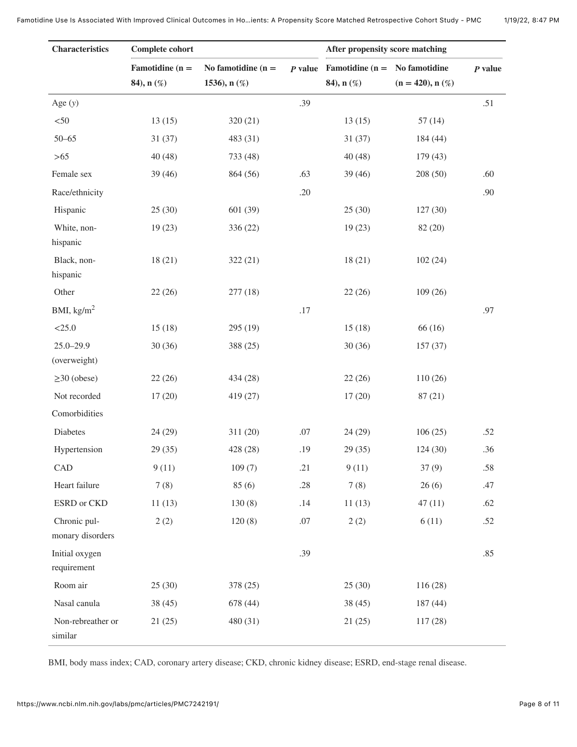| Characteristics | Complete cohort | | | After propensity score matching | | |
|---|---|---|---|---|---|---|
| | Famotidine (n = 84), n (%) | No famotidine (n = 1536), n (%) | *P* value | Famotidine (n = 84), n (%) | No famotidine (n = 420), n (%) | *P* value |
| Age (*y*) | | | .39 | | | .51 |
| <50 | 13 (15) | 320 (21) | | 13 (15) | 57 (14) | |
| 50–65 | 31 (37) | 483 (31) | | 31 (37) | 184 (44) | |
| >65 | 40 (48) | 733 (48) | | 40 (48) | 179 (43) | |
| Female sex | 39 (46) | 864 (56) | .63 | 39 (46) | 208 (50) | .60 |
| Race/ethnicity | | | .20 | | | .90 |
| Hispanic | 25 (30) | 601 (39) | | 25 (30) | 127 (30) | |
| White, non-hispanic | 19 (23) | 336 (22) | | 19 (23) | 82 (20) | |
| Black, non-hispanic | 18 (21) | 322 (21) | | 18 (21) | 102 (24) | |
| Other | 22 (26) | 277 (18) | | 22 (26) | 109 (26) | |
| BMI, kg/m$^2$ | | | .17 | | | .97 |
| <25.0 | 15 (18) | 295 (19) | | 15 (18) | 66 (16) | |
| 25.0–29.9 (overweight) | 30 (36) | 388 (25) | | 30 (36) | 157 (37) | |
| ≥30 (obese) | 22 (26) | 434 (28) | | 22 (26) | 110 (26) | |
| Not recorded | 17 (20) | 419 (27) | | 17 (20) | 87 (21) | |
| Comorbidities | | | | | | |
| Diabetes | 24 (29) | 311 (20) | .07 | 24 (29) | 106 (25) | .52 |
| Hypertension | 29 (35) | 428 (28) | .19 | 29 (35) | 124 (30) | .36 |
| CAD | 9 (11) | 109 (7) | .21 | 9 (11) | 37 (9) | .58 |
| Heart failure | 7 (8) | 85 (6) | .28 | 7 (8) | 26 (6) | .47 |
| ESRD or CKD | 11 (13) | 130 (8) | .14 | 11 (13) | 47 (11) | .62 |
| Chronic pulmonary disorders | 2 (2) | 120 (8) | .07 | 2 (2) | 6 (11) | .52 |
| Initial oxygen requirement | | | .39 | | | .85 |
| Room air | 25 (30) | 378 (25) | | 25 (30) | 116 (28) | |
| Nasal canula | 38 (45) | 678 (44) | | 38 (45) | 187 (44) | |
| Non-rebreather or similar | 21 (25) | 480 (31) | | 21 (25) | 117 (28) | |

BMI, body mass index; CAD, coronary artery disease; CKD, chronic kidney disease; ESRD, end-stage renal disease.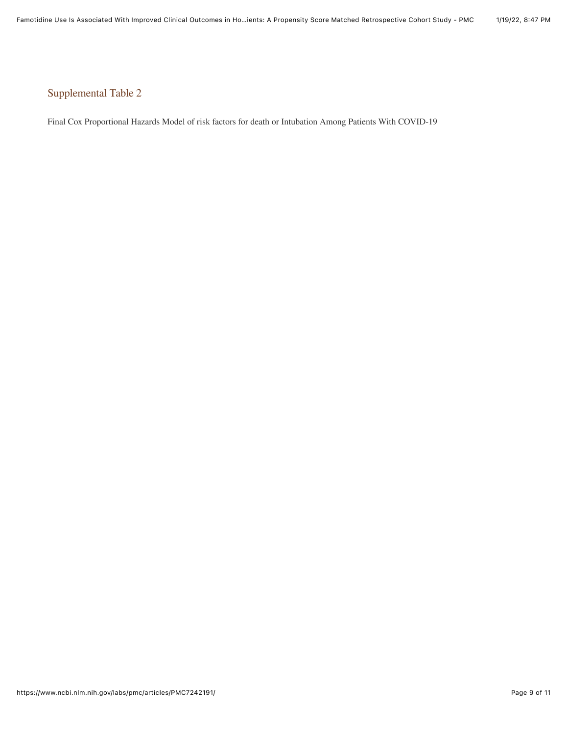## Supplemental Table 2

Final Cox Proportional Hazards Model of risk factors for death or Intubation Among Patients With COVID-19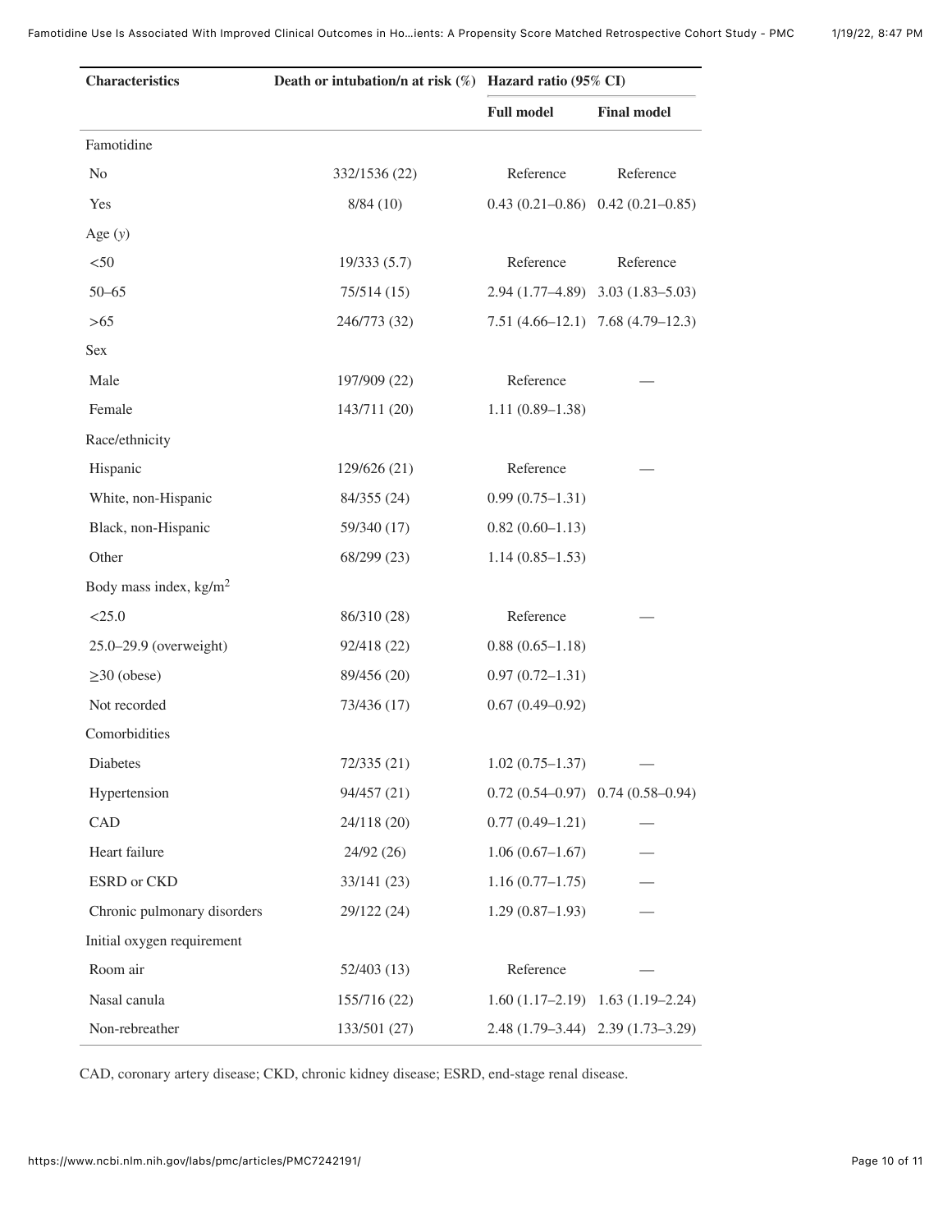| Characteristics | Death or intubation/n at risk (%) | Hazard ratio (95% CI) | |
|---|---|---|---|
| | | Full model | Final model |
| Famotidine | | | |
| No | 332/1536 (22) | Reference | Reference |
| Yes | 8/84 (10) | 0.43 (0.21–0.86) | 0.42 (0.21–0.85) |
| Age (*y*) | | | |
| <50 | 19/333 (5.7) | Reference | Reference |
| 50–65 | 75/514 (15) | 2.94 (1.77–4.89) | 3.03 (1.83–5.03) |
| >65 | 246/773 (32) | 7.51 (4.66–12.1) | 7.68 (4.79–12.3) |
| Sex | | | |
| Male | 197/909 (22) | Reference | — |
| Female | 143/711 (20) | 1.11 (0.89–1.38) | |
| Race/ethnicity | | | |
| Hispanic | 129/626 (21) | Reference | — |
| White, non-Hispanic | 84/355 (24) | 0.99 (0.75–1.31) | |
| Black, non-Hispanic | 59/340 (17) | 0.82 (0.60–1.13) | |
| Other | 68/299 (23) | 1.14 (0.85–1.53) | |
| Body mass index, kg/m$^2$ | | | |
| <25.0 | 86/310 (28) | Reference | — |
| 25.0–29.9 (overweight) | 92/418 (22) | 0.88 (0.65–1.18) | |
| ≥30 (obese) | 89/456 (20) | 0.97 (0.72–1.31) | |
| Not recorded | 73/436 (17) | 0.67 (0.49–0.92) | |
| Comorbidities | | | |
| Diabetes | 72/335 (21) | 1.02 (0.75–1.37) | — |
| Hypertension | 94/457 (21) | 0.72 (0.54–0.97) | 0.74 (0.58–0.94) |
| CAD | 24/118 (20) | 0.77 (0.49–1.21) | — |
| Heart failure | 24/92 (26) | 1.06 (0.67–1.67) | — |
| ESRD or CKD | 33/141 (23) | 1.16 (0.77–1.75) | — |
| Chronic pulmonary disorders | 29/122 (24) | 1.29 (0.87–1.93) | — |
| Initial oxygen requirement | | | |
| Room air | 52/403 (13) | Reference | — |
| Nasal canula | 155/716 (22) | 1.60 (1.17–2.19) | 1.63 (1.19–2.24) |
| Non-rebreather | 133/501 (27) | 2.48 (1.79–3.44) | 2.39 (1.73–3.29) |

CAD, coronary artery disease; CKD, chronic kidney disease; ESRD, end-stage renal disease.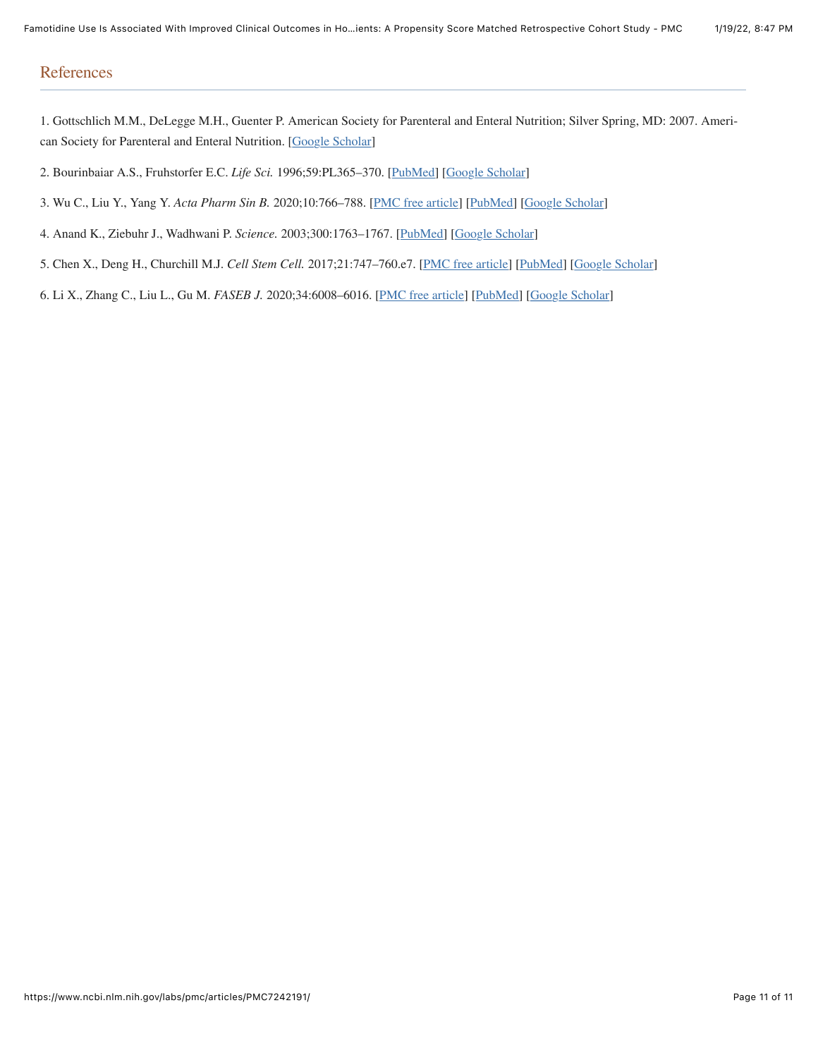## References

1. Gottschlich M.M., DeLegge M.H., Guenter P. American Society for Parenteral and Enteral Nutrition; Silver Spring, MD: 2007. American Society for Parenteral and Enteral Nutrition. [Google Scholar]

2. Bourinbaiar A.S., Fruhstorfer E.C. *Life Sci.* 1996;59:PL365–370. [PubMed] [Google Scholar]

3. Wu C., Liu Y., Yang Y. *Acta Pharm Sin B.* 2020;10:766–788. [PMC free article] [PubMed] [Google Scholar]

4. Anand K., Ziebuhr J., Wadhwani P. *Science.* 2003;300:1763–1767. [PubMed] [Google Scholar]

5. Chen X., Deng H., Churchill M.J. *Cell Stem Cell.* 2017;21:747–760.e7. [PMC free article] [PubMed] [Google Scholar]

6. Li X., Zhang C., Liu L., Gu M. *FASEB J.* 2020;34:6008–6016. [PMC free article] [PubMed] [Google Scholar]